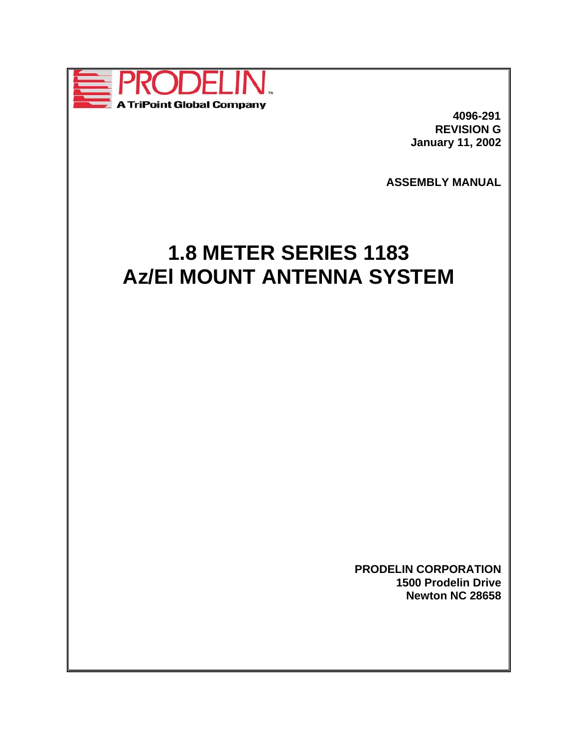PRODELIN

A TriPoint Global Company

**4096-291**
**REVISION G**
**January 11, 2002**

**ASSEMBLY MANUAL**

# 1.8 METER SERIES 1183
# Az/El MOUNT ANTENNA SYSTEM

**PRODELIN CORPORATION**
**1500 Prodelin Drive**
**Newton NC 28658**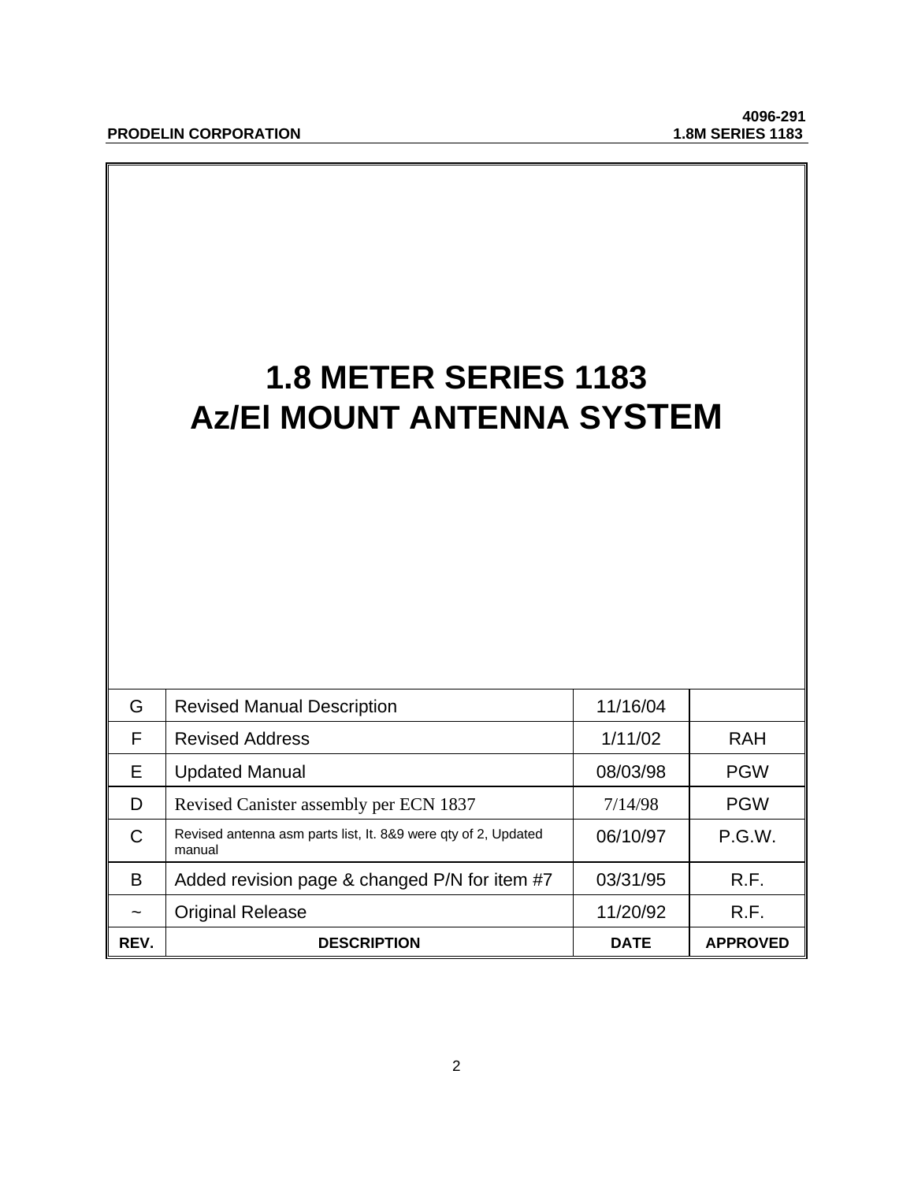# 1.8 METER SERIES 1183
# Az/El MOUNT ANTENNA SYSTEM

| REV. | DESCRIPTION | DATE | APPROVED |
|---|---|---|---|
| G | Revised Manual Description | 11/16/04 | |
| F | Revised Address | 1/11/02 | RAH |
| E | Updated Manual | 08/03/98 | PGW |
| D | Revised Canister assembly per ECN 1837 | 7/14/98 | PGW |
| C | Revised antenna asm parts list, It. 8&9 were qty of 2, Updated manual | 06/10/97 | P.G.W. |
| B | Added revision page & changed P/N for item #7 | 03/31/95 | R.F. |
| ~ | Original Release | 11/20/92 | R.F. |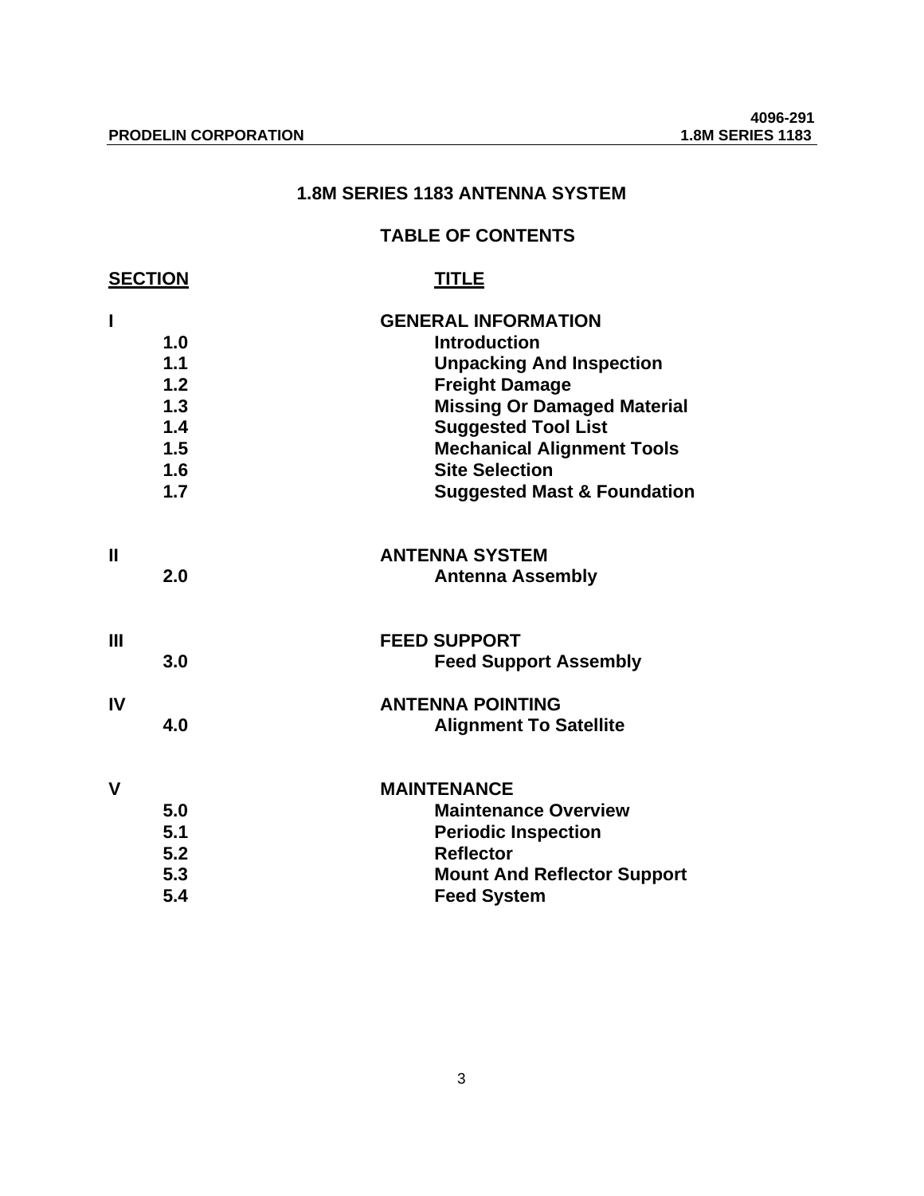# 1.8M SERIES 1183 ANTENNA SYSTEM

## TABLE OF CONTENTS

| SECTION | | TITLE |
|---|---|---|
| **I** | | **GENERAL INFORMATION** |
| | **1.0** | **Introduction** |
| | **1.1** | **Unpacking And Inspection** |
| | **1.2** | **Freight Damage** |
| | **1.3** | **Missing Or Damaged Material** |
| | **1.4** | **Suggested Tool List** |
| | **1.5** | **Mechanical Alignment Tools** |
| | **1.6** | **Site Selection** |
| | **1.7** | **Suggested Mast & Foundation** |
| **II** | | **ANTENNA SYSTEM** |
| | **2.0** | **Antenna Assembly** |
| **III** | | **FEED SUPPORT** |
| | **3.0** | **Feed Support Assembly** |
| **IV** | | **ANTENNA POINTING** |
| | **4.0** | **Alignment To Satellite** |
| **V** | | **MAINTENANCE** |
| | **5.0** | **Maintenance Overview** |
| | **5.1** | **Periodic Inspection** |
| | **5.2** | **Reflector** |
| | **5.3** | **Mount And Reflector Support** |
| | **5.4** | **Feed System** |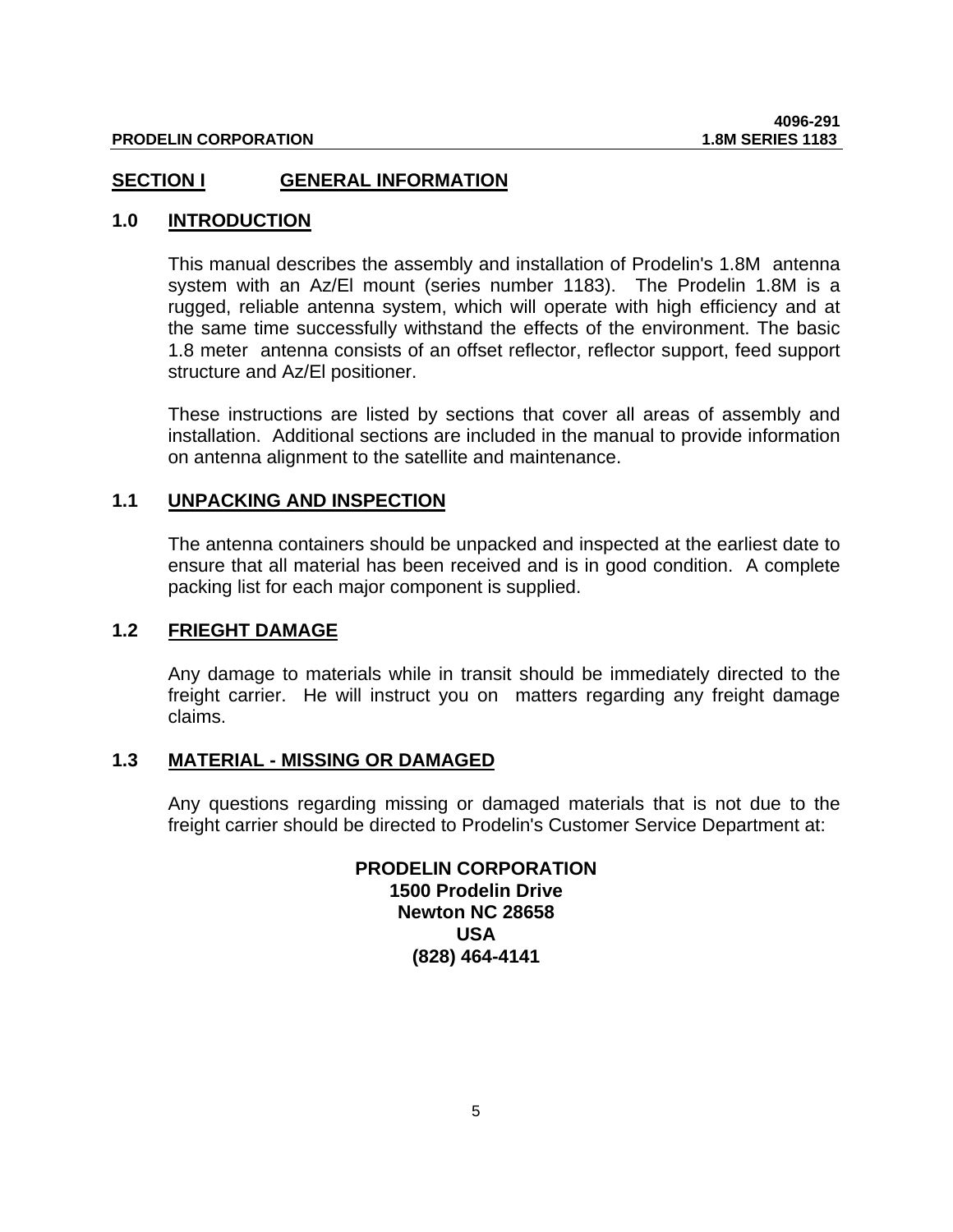## SECTION I GENERAL INFORMATION

### 1.0 INTRODUCTION

This manual describes the assembly and installation of Prodelin's 1.8M antenna system with an Az/El mount (series number 1183). The Prodelin 1.8M is a rugged, reliable antenna system, which will operate with high efficiency and at the same time successfully withstand the effects of the environment. The basic 1.8 meter antenna consists of an offset reflector, reflector support, feed support structure and Az/El positioner.

These instructions are listed by sections that cover all areas of assembly and installation. Additional sections are included in the manual to provide information on antenna alignment to the satellite and maintenance.

### 1.1 UNPACKING AND INSPECTION

The antenna containers should be unpacked and inspected at the earliest date to ensure that all material has been received and is in good condition. A complete packing list for each major component is supplied.

### 1.2 FRIEGHT DAMAGE

Any damage to materials while in transit should be immediately directed to the freight carrier. He will instruct you on matters regarding any freight damage claims.

### 1.3 MATERIAL - MISSING OR DAMAGED

Any questions regarding missing or damaged materials that is not due to the freight carrier should be directed to Prodelin's Customer Service Department at:

**PRODELIN CORPORATION**
**1500 Prodelin Drive**
**Newton NC 28658**
**USA**
**(828) 464-4141**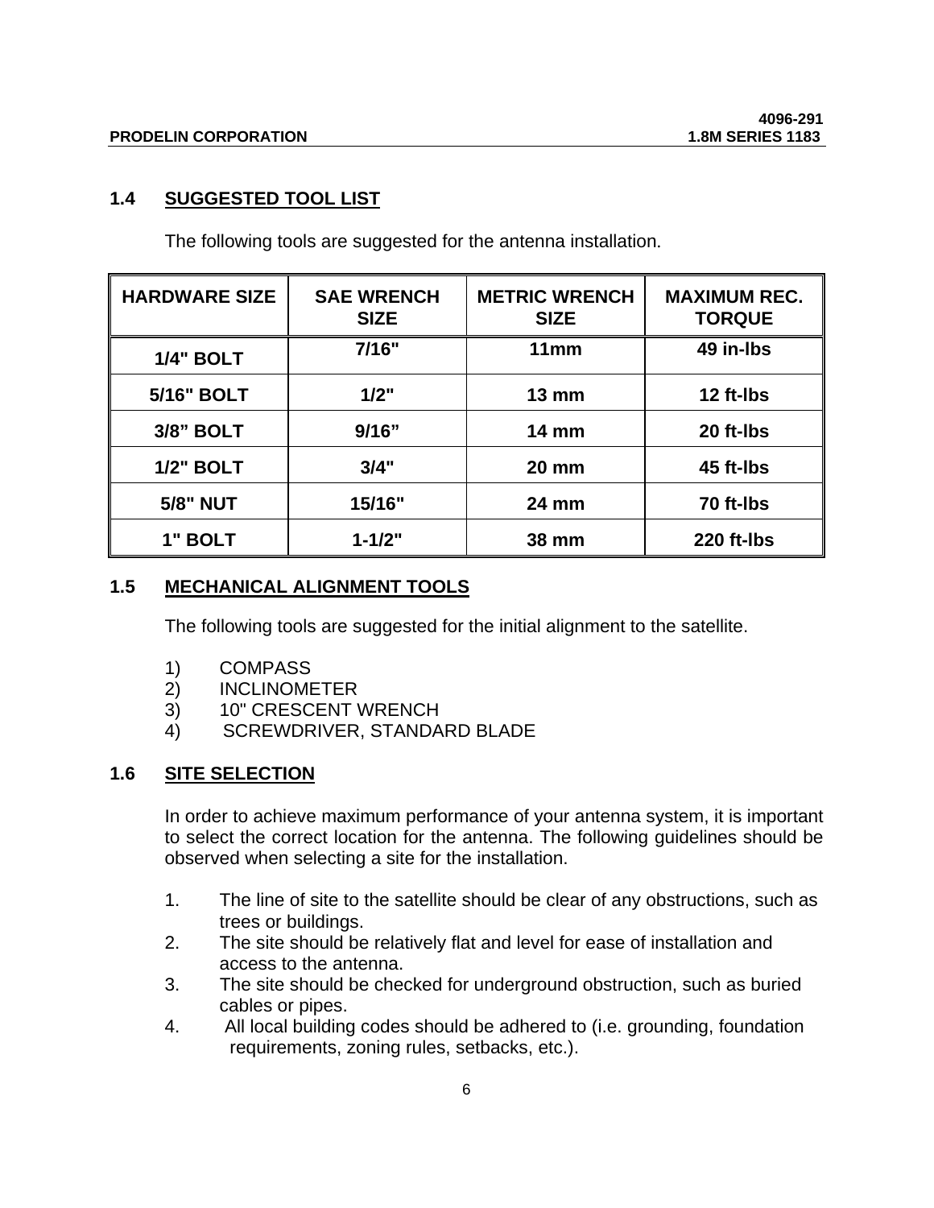## 1.4 SUGGESTED TOOL LIST

The following tools are suggested for the antenna installation.

| HARDWARE SIZE | SAE WRENCH SIZE | METRIC WRENCH SIZE | MAXIMUM REC. TORQUE |
|---|---|---|---|
| 1/4" BOLT | 7/16" | 11mm | 49 in-lbs |
| 5/16" BOLT | 1/2" | 13 mm | 12 ft-lbs |
| 3/8" BOLT | 9/16" | 14 mm | 20 ft-lbs |
| 1/2" BOLT | 3/4" | 20 mm | 45 ft-lbs |
| 5/8" NUT | 15/16" | 24 mm | 70 ft-lbs |
| 1" BOLT | 1-1/2" | 38 mm | 220 ft-lbs |

## 1.5 MECHANICAL ALIGNMENT TOOLS

The following tools are suggested for the initial alignment to the satellite.

1) COMPASS
2) INCLINOMETER
3) 10" CRESCENT WRENCH
4) SCREWDRIVER, STANDARD BLADE

## 1.6 SITE SELECTION

In order to achieve maximum performance of your antenna system, it is important to select the correct location for the antenna. The following guidelines should be observed when selecting a site for the installation.

1. The line of site to the satellite should be clear of any obstructions, such as trees or buildings.
2. The site should be relatively flat and level for ease of installation and access to the antenna.
3. The site should be checked for underground obstruction, such as buried cables or pipes.
4. All local building codes should be adhered to (i.e. grounding, foundation requirements, zoning rules, setbacks, etc.).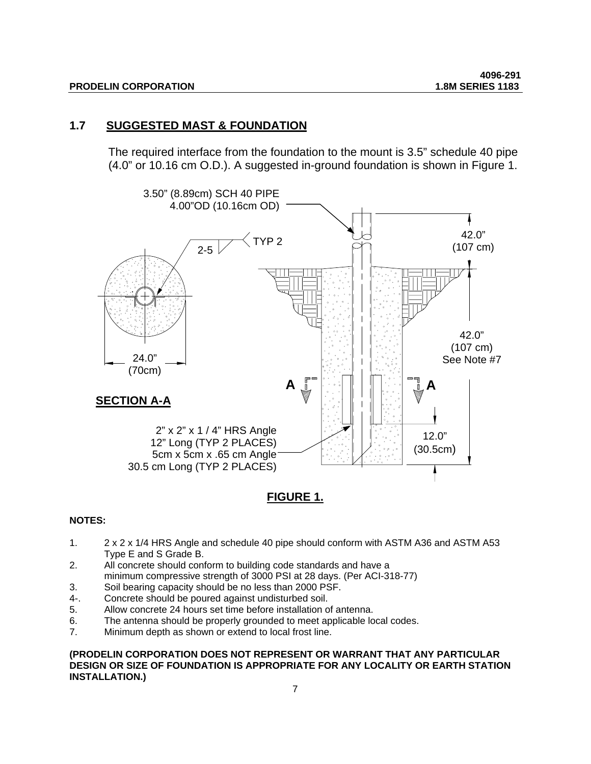## 1.7 SUGGESTED MAST & FOUNDATION

The required interface from the foundation to the mount is 3.5" schedule 40 pipe (4.0" or 10.16 cm O.D.). A suggested in-ground foundation is shown in Figure 1.

3.50" (8.89cm) SCH 40 PIPE
4.00"OD (10.16cm OD)

2-5 TYP 2

42.0" (107 cm)

42.0" (107 cm) See Note #7

24.0" (70cm)

SECTION A-A

A A

2" x 2" x 1 / 4" HRS Angle
12" Long (TYP 2 PLACES)
5cm x 5cm x .65 cm Angle
30.5 cm Long (TYP 2 PLACES)

12.0" (30.5cm)

**FIGURE 1.**

**NOTES:**

1. 2 x 2 x 1/4 HRS Angle and schedule 40 pipe should conform with ASTM A36 and ASTM A53 Type E and S Grade B.
2. All concrete should conform to building code standards and have a minimum compressive strength of 3000 PSI at 28 days. (Per ACI-318-77)
3. Soil bearing capacity should be no less than 2000 PSF.
4-. Concrete should be poured against undisturbed soil.
5. Allow concrete 24 hours set time before installation of antenna.
6. The antenna should be properly grounded to meet applicable local codes.
7. Minimum depth as shown or extend to local frost line.

**(PRODELIN CORPORATION DOES NOT REPRESENT OR WARRANT THAT ANY PARTICULAR DESIGN OR SIZE OF FOUNDATION IS APPROPRIATE FOR ANY LOCALITY OR EARTH STATION INSTALLATION.)**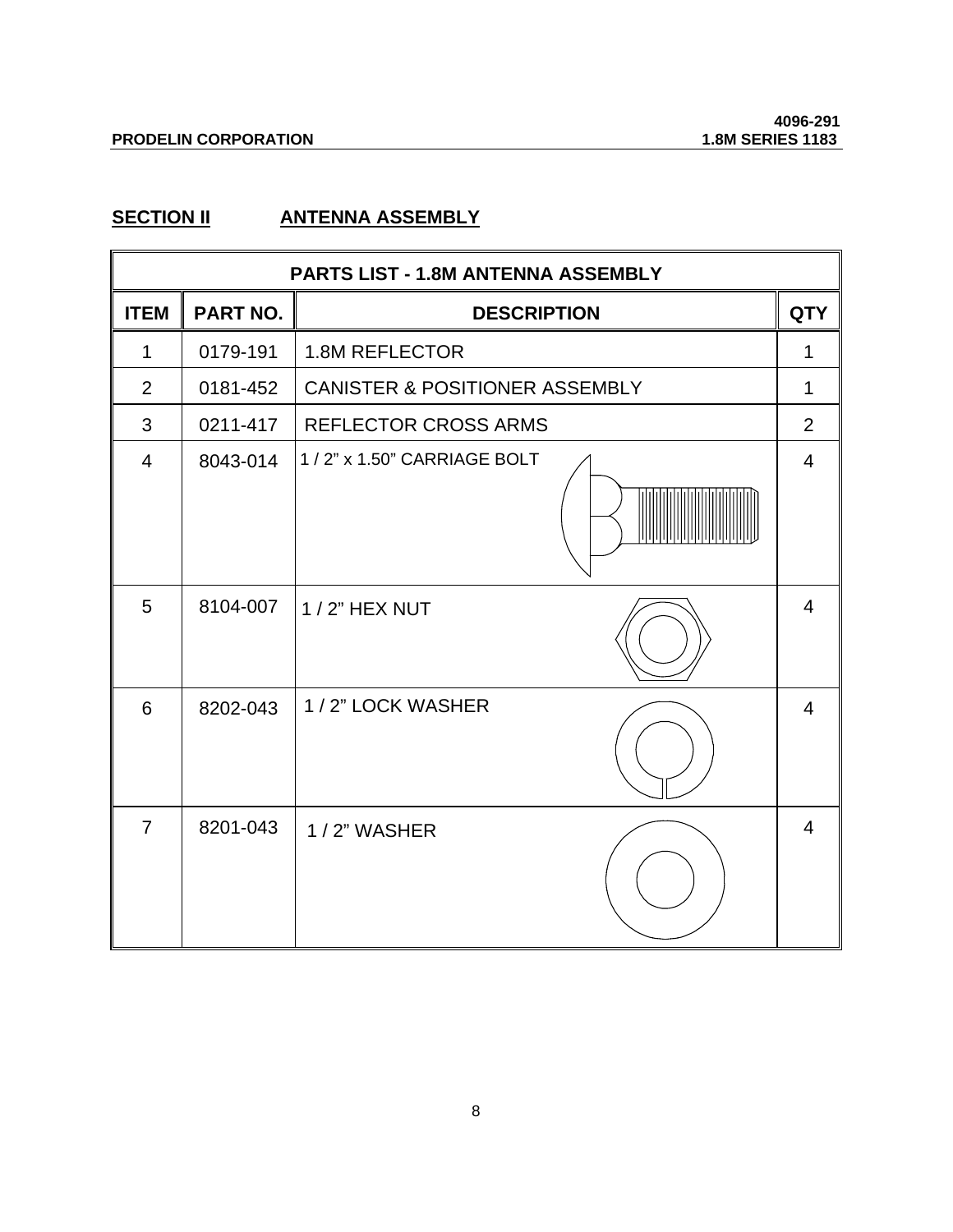## SECTION II ANTENNA ASSEMBLY

| PARTS LIST - 1.8M ANTENNA ASSEMBLY | | | |
|---|---|---|---|
| **ITEM** | **PART NO.** | **DESCRIPTION** | **QTY** |
| 1 | 0179-191 | 1.8M REFLECTOR | 1 |
| 2 | 0181-452 | CANISTER & POSITIONER ASSEMBLY | 1 |
| 3 | 0211-417 | REFLECTOR CROSS ARMS | 2 |
| 4 | 8043-014 | 1 / 2" x 1.50" CARRIAGE BOLT | 4 |
| 5 | 8104-007 | 1 / 2" HEX NUT | 4 |
| 6 | 8202-043 | 1 / 2" LOCK WASHER | 4 |
| 7 | 8201-043 | 1 / 2" WASHER | 4 |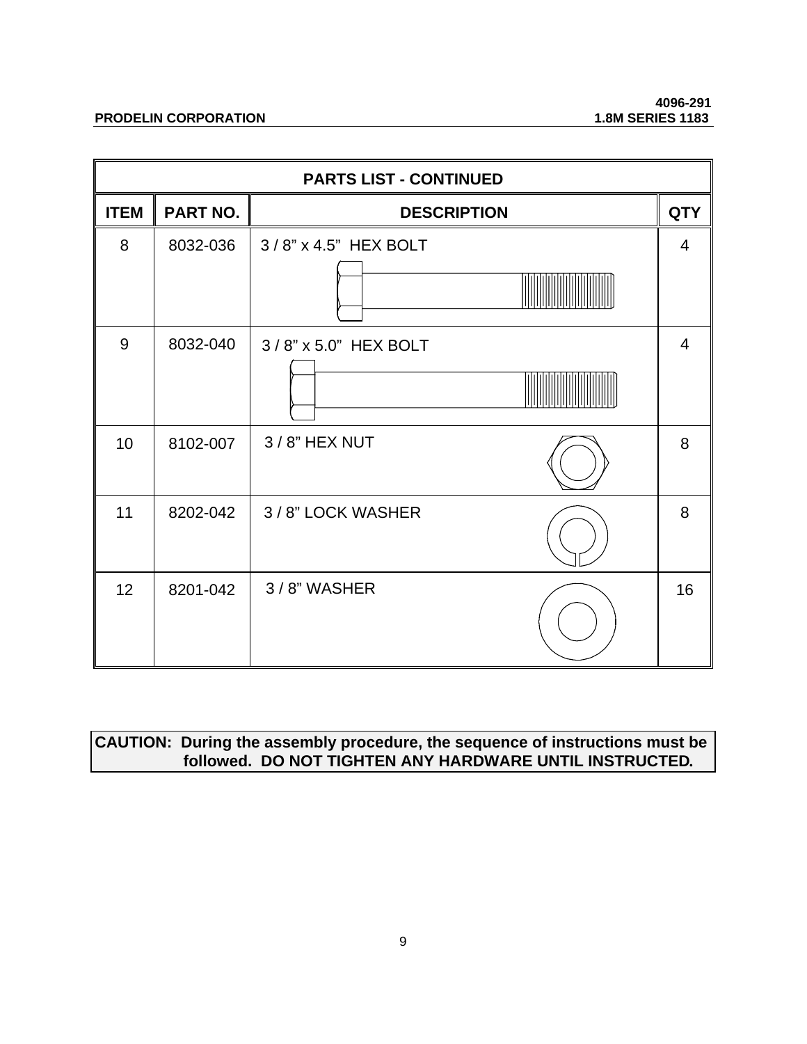| PARTS LIST - CONTINUED | | | |
|---|---|---|---|
| ITEM | PART NO. | DESCRIPTION | QTY |
| 8 | 8032-036 | 3 / 8" x 4.5" HEX BOLT | 4 |
| 9 | 8032-040 | 3 / 8" x 5.0" HEX BOLT | 4 |
| 10 | 8102-007 | 3 / 8" HEX NUT | 8 |
| 11 | 8202-042 | 3 / 8" LOCK WASHER | 8 |
| 12 | 8201-042 | 3 / 8" WASHER | 16 |

**CAUTION: During the assembly procedure, the sequence of instructions must be followed. DO NOT TIGHTEN ANY HARDWARE UNTIL INSTRUCTED.**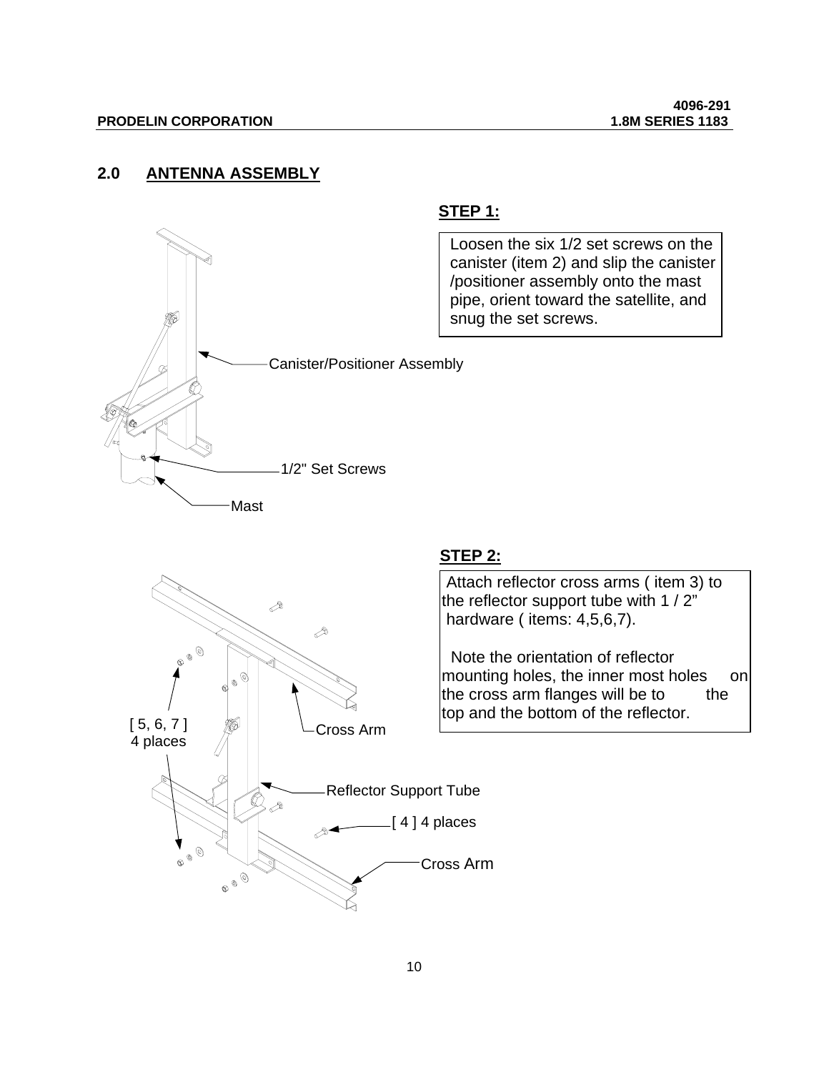## 2.0 ANTENNA ASSEMBLY

**STEP 1:**

Loosen the six 1/2 set screws on the canister (item 2) and slip the canister /positioner assembly onto the mast pipe, orient toward the satellite, and snug the set screws.

Canister/Positioner Assembly

1/2" Set Screws

Mast

**STEP 2:**

Attach reflector cross arms ( item 3) to the reflector support tube with 1 / 2" hardware ( items: 4,5,6,7).

Note the orientation of reflector mounting holes, the inner most holes on the cross arm flanges will be to the top and the bottom of the reflector.

[ 5, 6, 7 ]
4 places

Cross Arm

Reflector Support Tube

[ 4 ] 4 places

Cross Arm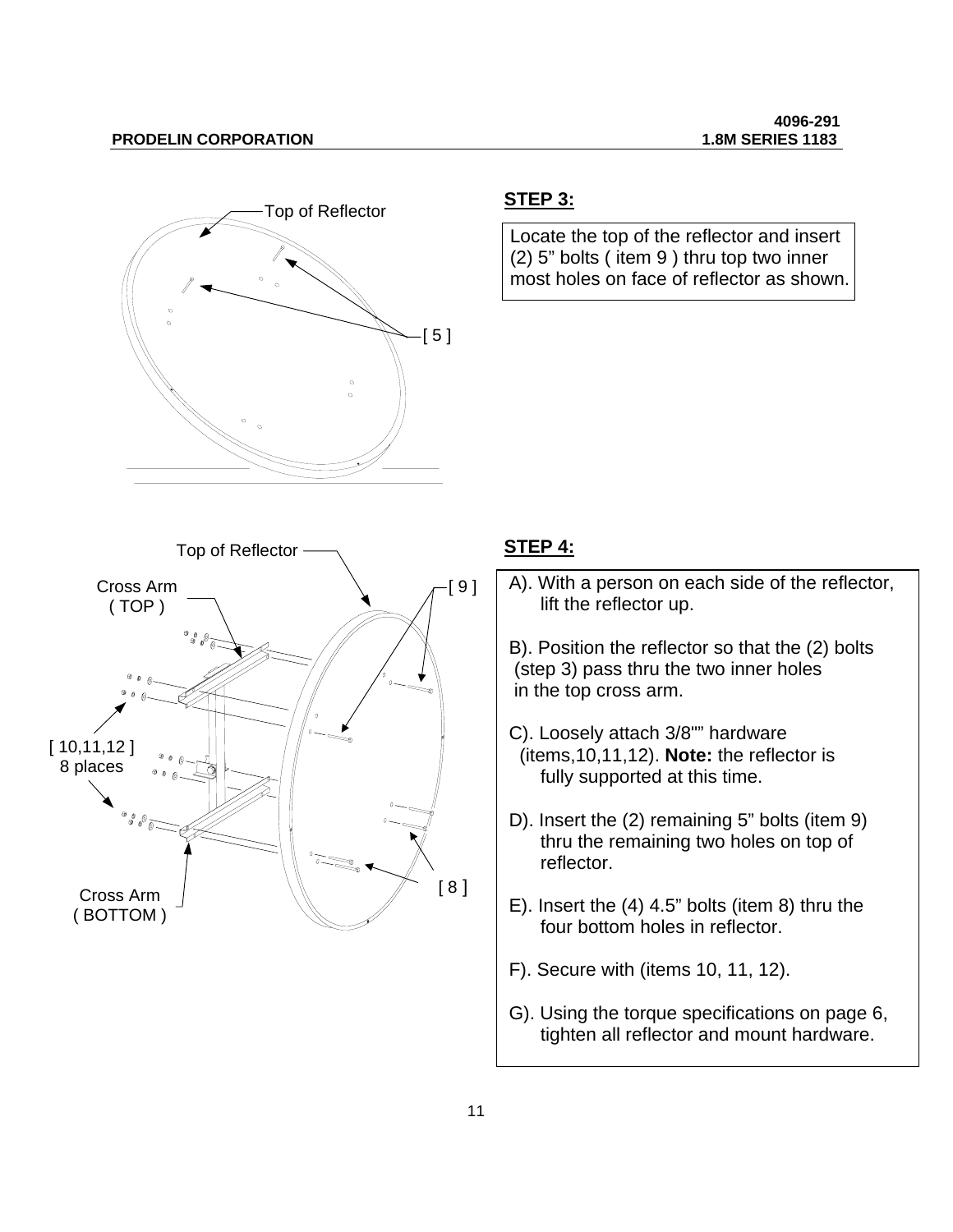## STEP 3:

Locate the top of the reflector and insert (2) 5” bolts ( item 9 ) thru top two inner most holes on face of reflector as shown.

Top of Reflector

[ 5 ]

## STEP 4:

Top of Reflector

Cross Arm ( TOP )

[ 9 ]

[ 10,11,12 ] 8 places

[ 8 ]

Cross Arm ( BOTTOM )

A). With a person on each side of the reflector, lift the reflector up.

B). Position the reflector so that the (2) bolts (step 3) pass thru the two inner holes in the top cross arm.

C). Loosely attach 3/8"” hardware (items,10,11,12). **Note:** the reflector is fully supported at this time.

D). Insert the (2) remaining 5” bolts (item 9) thru the remaining two holes on top of reflector.

E). Insert the (4) 4.5” bolts (item 8) thru the four bottom holes in reflector.

F). Secure with (items 10, 11, 12).

G). Using the torque specifications on page 6, tighten all reflector and mount hardware.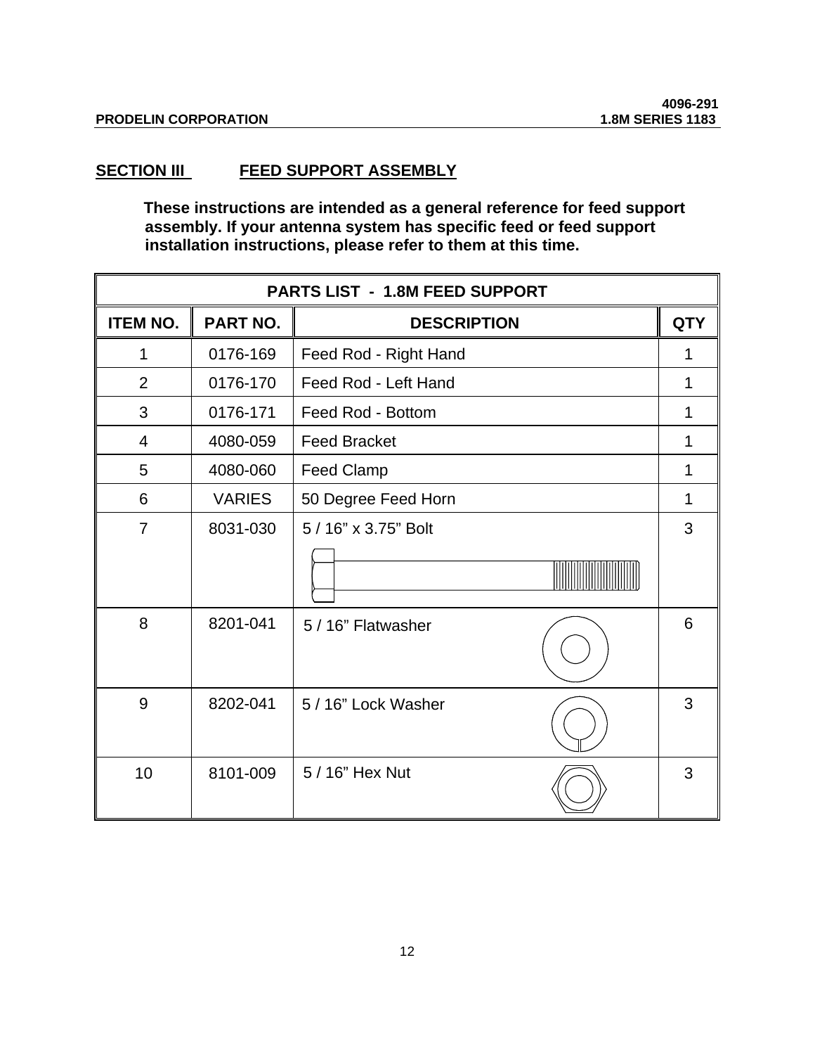## SECTION III FEED SUPPORT ASSEMBLY

**These instructions are intended as a general reference for feed support assembly. If your antenna system has specific feed or feed support installation instructions, please refer to them at this time.**

| PARTS LIST - 1.8M FEED SUPPORT | | | |
|---|---|---|---|
| **ITEM NO.** | **PART NO.** | **DESCRIPTION** | **QTY** |
| 1 | 0176-169 | Feed Rod - Right Hand | 1 |
| 2 | 0176-170 | Feed Rod - Left Hand | 1 |
| 3 | 0176-171 | Feed Rod - Bottom | 1 |
| 4 | 4080-059 | Feed Bracket | 1 |
| 5 | 4080-060 | Feed Clamp | 1 |
| 6 | VARIES | 50 Degree Feed Horn | 1 |
| 7 | 8031-030 | 5 / 16” x 3.75” Bolt | 3 |
| 8 | 8201-041 | 5 / 16” Flatwasher | 6 |
| 9 | 8202-041 | 5 / 16” Lock Washer | 3 |
| 10 | 8101-009 | 5 / 16” Hex Nut | 3 |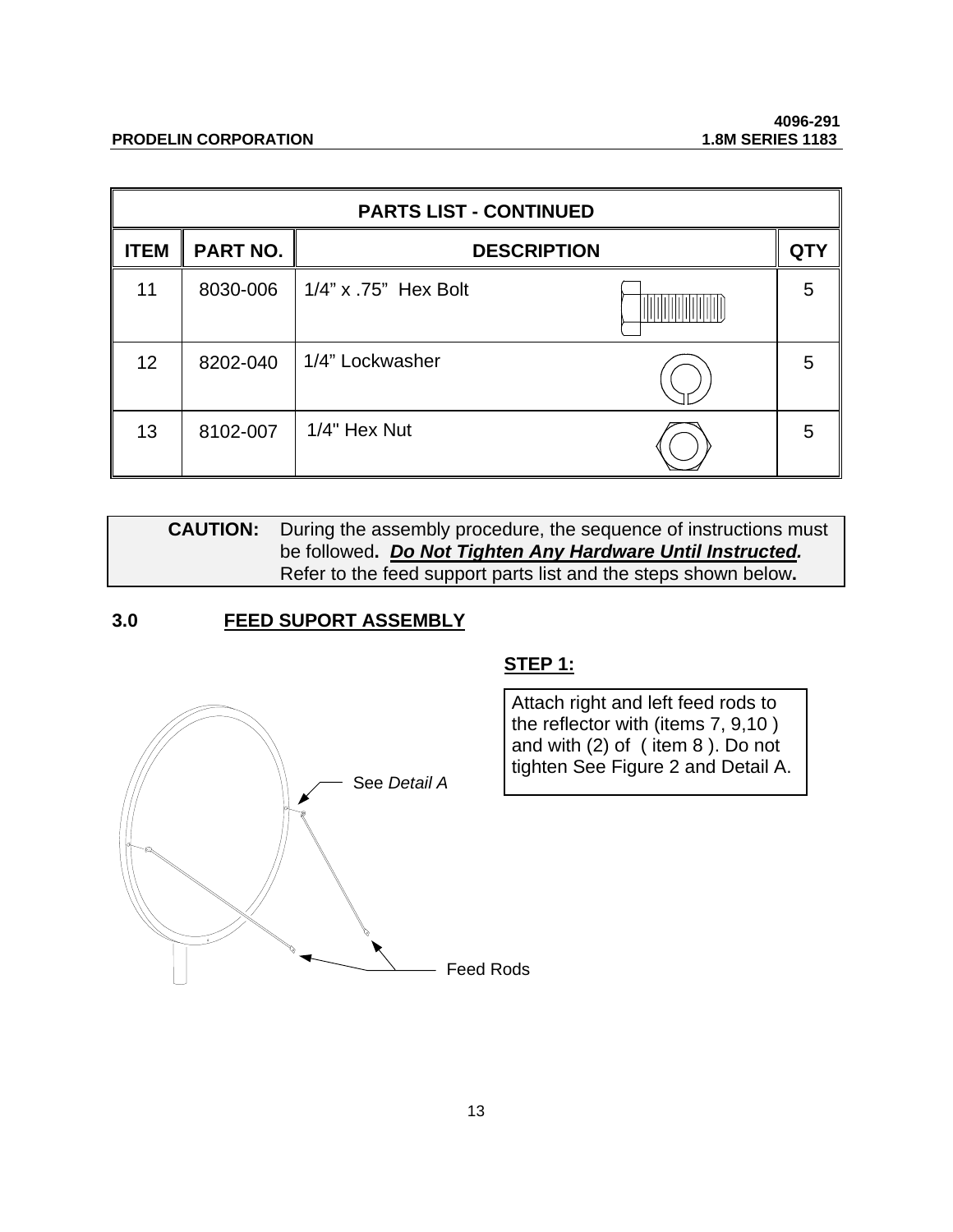| PARTS LIST - CONTINUED | | | |
|---|---|---|---|
| ITEM | PART NO. | DESCRIPTION | QTY |
| 11 | 8030-006 | 1/4" x .75" Hex Bolt | 5 |
| 12 | 8202-040 | 1/4" Lockwasher | 5 |
| 13 | 8102-007 | 1/4" Hex Nut | 5 |

**CAUTION:** During the assembly procedure, the sequence of instructions must be followed. ***Do Not Tighten Any Hardware Until Instructed.*** Refer to the feed support parts list and the steps shown below.

## 3.0 FEED SUPORT ASSEMBLY

**STEP 1:**

Attach right and left feed rods to the reflector with (items 7, 9,10 ) and with (2) of ( item 8 ). Do not tighten See Figure 2 and Detail A.

See *Detail A*

Feed Rods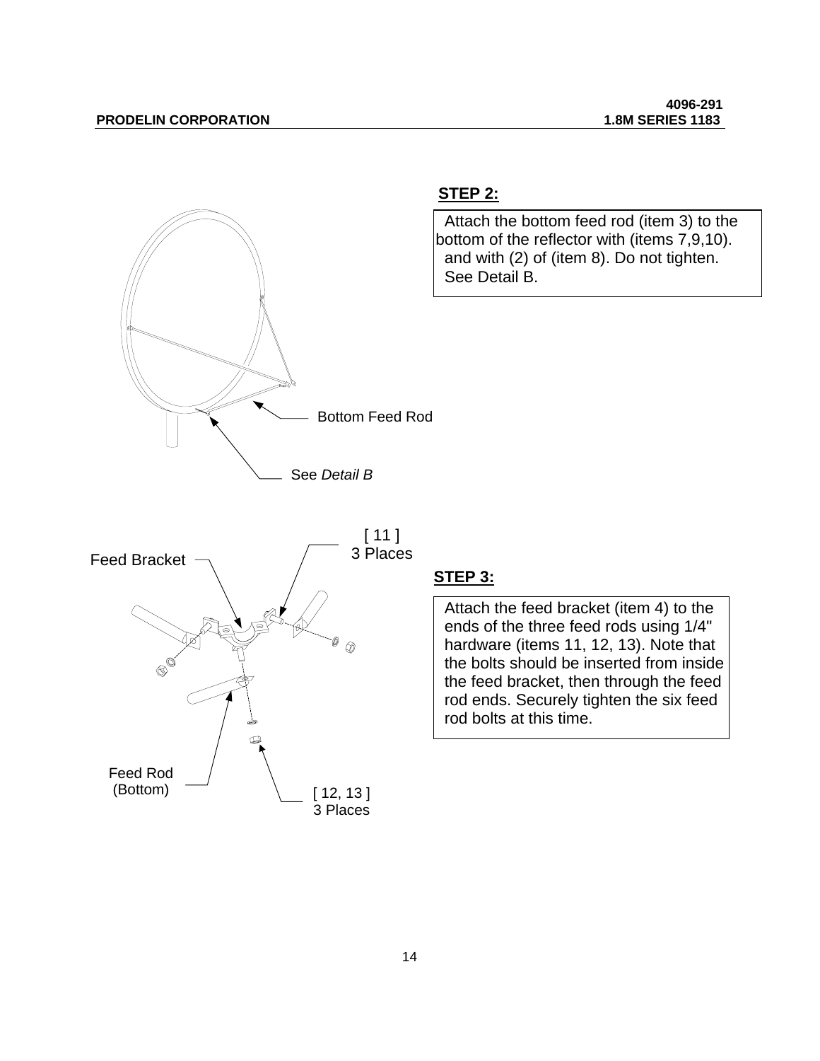## STEP 2:

Attach the bottom feed rod (item 3) to the bottom of the reflector with (items 7,9,10). and with (2) of (item 8). Do not tighten. See Detail B.

Bottom Feed Rod

See *Detail B*

Feed Bracket

[ 11 ]
3 Places

Feed Rod
(Bottom)

[ 12, 13 ]
3 Places

## STEP 3:

Attach the feed bracket (item 4) to the ends of the three feed rods using 1/4" hardware (items 11, 12, 13). Note that the bolts should be inserted from inside the feed bracket, then through the feed rod ends. Securely tighten the six feed rod bolts at this time.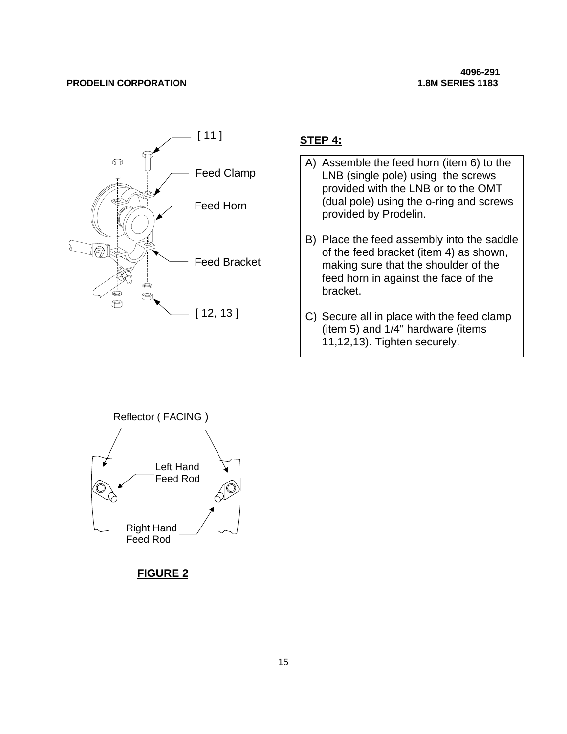**STEP 4:**

A) Assemble the feed horn (item 6) to the LNB (single pole) using the screws provided with the LNB or to the OMT (dual pole) using the o-ring and screws provided by Prodelin.

B) Place the feed assembly into the saddle of the feed bracket (item 4) as shown, making sure that the shoulder of the feed horn in against the face of the bracket.

C) Secure all in place with the feed clamp (item 5) and 1/4" hardware (items 11,12,13). Tighten securely.

**FIGURE 2**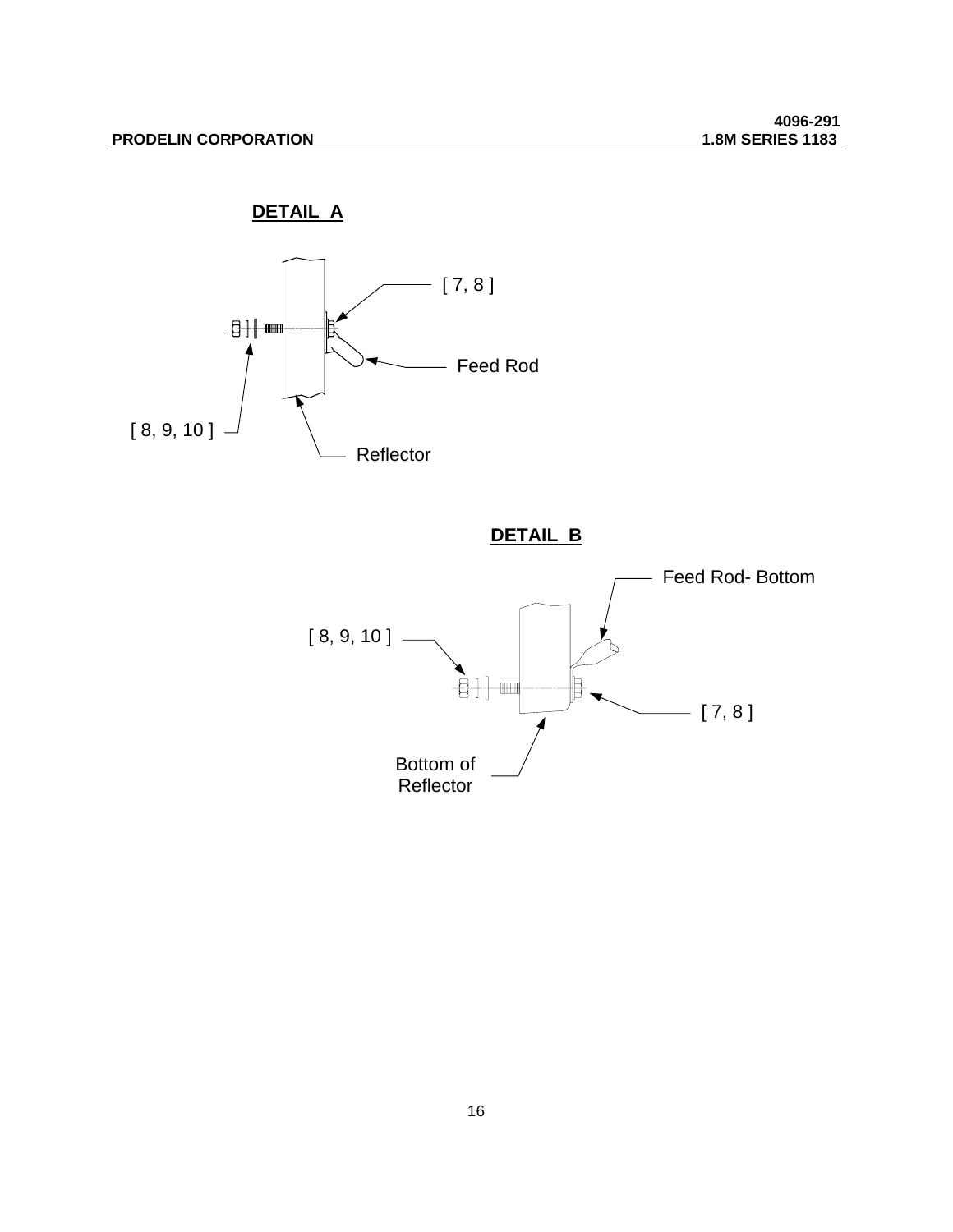**DETAIL A**

[ 7, 8 ]

Feed Rod

[ 8, 9, 10 ]

Reflector

**DETAIL B**

Feed Rod- Bottom

[ 8, 9, 10 ]

[ 7, 8 ]

Bottom of Reflector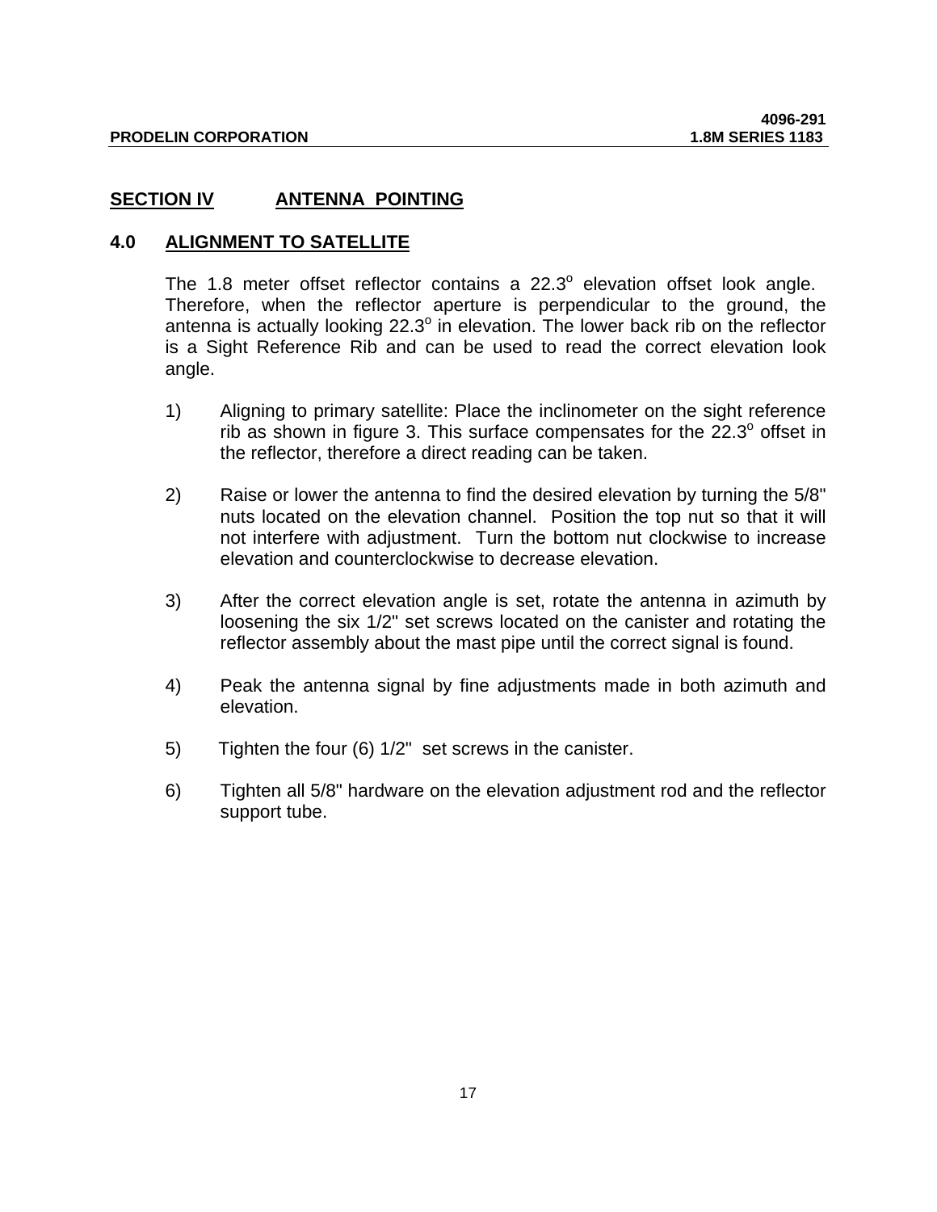## SECTION IV ANTENNA POINTING

### 4.0 ALIGNMENT TO SATELLITE

The 1.8 meter offset reflector contains a 22.3$^o$ elevation offset look angle. Therefore, when the reflector aperture is perpendicular to the ground, the antenna is actually looking 22.3$^o$ in elevation. The lower back rib on the reflector is a Sight Reference Rib and can be used to read the correct elevation look angle.

1) Aligning to primary satellite: Place the inclinometer on the sight reference rib as shown in figure 3. This surface compensates for the 22.3$^o$ offset in the reflector, therefore a direct reading can be taken.

2) Raise or lower the antenna to find the desired elevation by turning the 5/8" nuts located on the elevation channel. Position the top nut so that it will not interfere with adjustment. Turn the bottom nut clockwise to increase elevation and counterclockwise to decrease elevation.

3) After the correct elevation angle is set, rotate the antenna in azimuth by loosening the six 1/2" set screws located on the canister and rotating the reflector assembly about the mast pipe until the correct signal is found.

4) Peak the antenna signal by fine adjustments made in both azimuth and elevation.

5) Tighten the four (6) 1/2" set screws in the canister.

6) Tighten all 5/8" hardware on the elevation adjustment rod and the reflector support tube.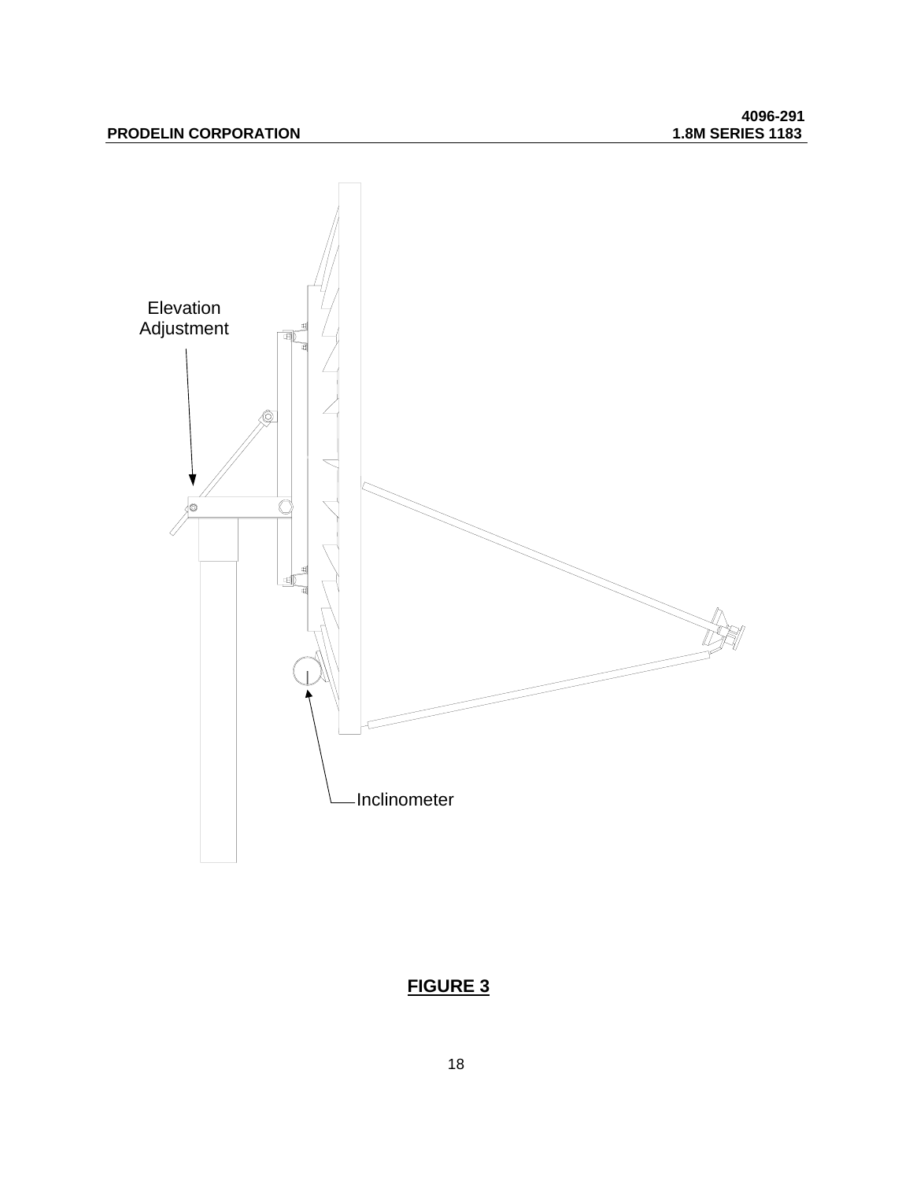Elevation Adjustment

Inclinometer

**FIGURE 3**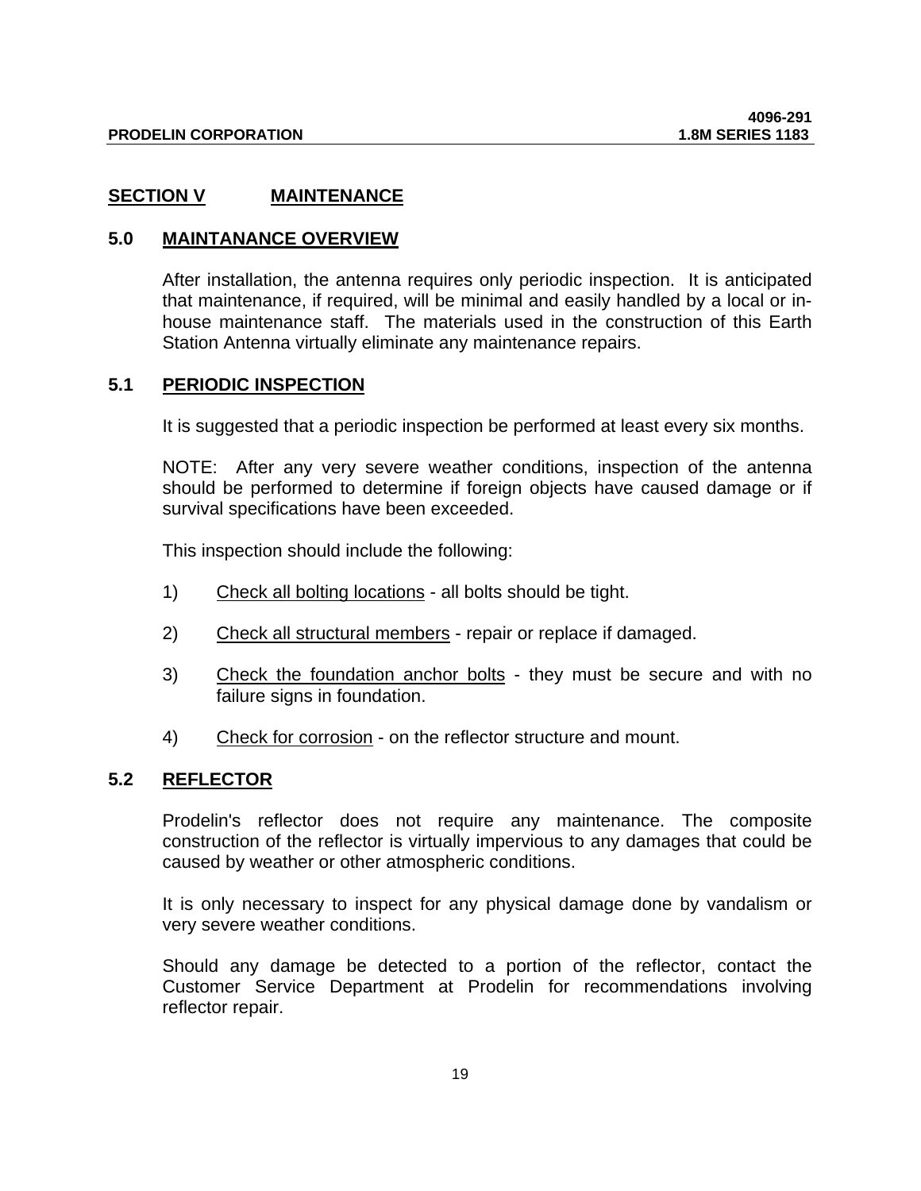## SECTION V MAINTENANCE

### 5.0 MAINTANANCE OVERVIEW

After installation, the antenna requires only periodic inspection. It is anticipated that maintenance, if required, will be minimal and easily handled by a local or in-house maintenance staff. The materials used in the construction of this Earth Station Antenna virtually eliminate any maintenance repairs.

### 5.1 PERIODIC INSPECTION

It is suggested that a periodic inspection be performed at least every six months.

NOTE: After any very severe weather conditions, inspection of the antenna should be performed to determine if foreign objects have caused damage or if survival specifications have been exceeded.

This inspection should include the following:

1) Check all bolting locations - all bolts should be tight.

2) Check all structural members - repair or replace if damaged.

3) Check the foundation anchor bolts - they must be secure and with no failure signs in foundation.

4) Check for corrosion - on the reflector structure and mount.

### 5.2 REFLECTOR

Prodelin's reflector does not require any maintenance. The composite construction of the reflector is virtually impervious to any damages that could be caused by weather or other atmospheric conditions.

It is only necessary to inspect for any physical damage done by vandalism or very severe weather conditions.

Should any damage be detected to a portion of the reflector, contact the Customer Service Department at Prodelin for recommendations involving reflector repair.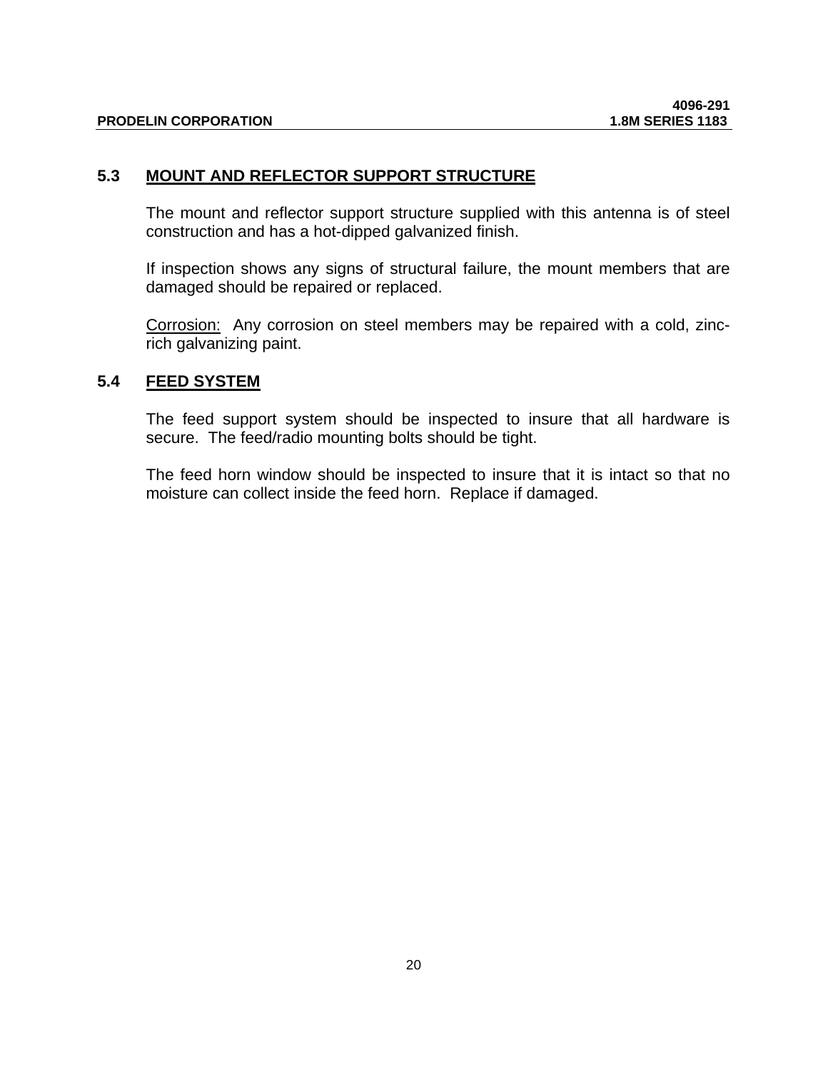## 5.3 MOUNT AND REFLECTOR SUPPORT STRUCTURE

The mount and reflector support structure supplied with this antenna is of steel construction and has a hot-dipped galvanized finish.

If inspection shows any signs of structural failure, the mount members that are damaged should be repaired or replaced.

Corrosion: Any corrosion on steel members may be repaired with a cold, zinc-rich galvanizing paint.

## 5.4 FEED SYSTEM

The feed support system should be inspected to insure that all hardware is secure. The feed/radio mounting bolts should be tight.

The feed horn window should be inspected to insure that it is intact so that no moisture can collect inside the feed horn. Replace if damaged.